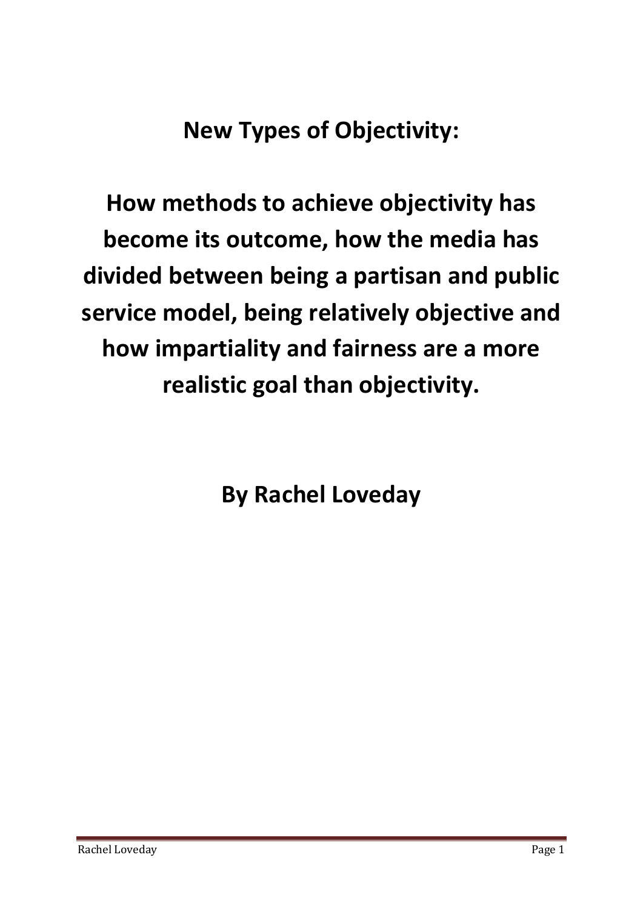# New Types of Objectivity:

## How methods to achieve objectivity has become its outcome, how the media has divided between being a partisan and public service model, being relatively objective and how impartiality and fairness are a more realistic goal than objectivity.

**By Rachel Loveday**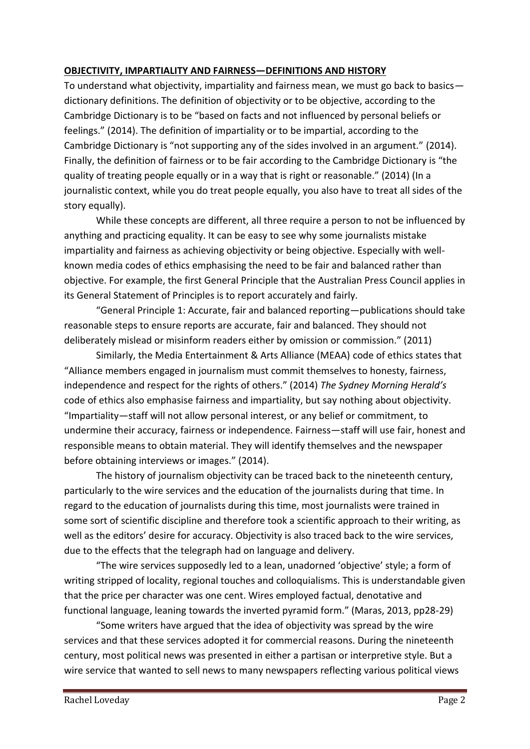## OBJECTIVITY, IMPARTIALITY AND FAIRNESS—DEFINITIONS AND HISTORY

To understand what objectivity, impartiality and fairness mean, we must go back to basics—dictionary definitions. The definition of objectivity or to be objective, according to the Cambridge Dictionary is to be "based on facts and not influenced by personal beliefs or feelings." (2014). The definition of impartiality or to be impartial, according to the Cambridge Dictionary is "not supporting any of the sides involved in an argument." (2014). Finally, the definition of fairness or to be fair according to the Cambridge Dictionary is "the quality of treating people equally or in a way that is right or reasonable." (2014) (In a journalistic context, while you do treat people equally, you also have to treat all sides of the story equally).

While these concepts are different, all three require a person to not be influenced by anything and practicing equality. It can be easy to see why some journalists mistake impartiality and fairness as achieving objectivity or being objective. Especially with well-known media codes of ethics emphasising the need to be fair and balanced rather than objective. For example, the first General Principle that the Australian Press Council applies in its General Statement of Principles is to report accurately and fairly.

"General Principle 1: Accurate, fair and balanced reporting—publications should take reasonable steps to ensure reports are accurate, fair and balanced. They should not deliberately mislead or misinform readers either by omission or commission." (2011)

Similarly, the Media Entertainment & Arts Alliance (MEAA) code of ethics states that "Alliance members engaged in journalism must commit themselves to honesty, fairness, independence and respect for the rights of others." (2014) *The Sydney Morning Herald's* code of ethics also emphasise fairness and impartiality, but say nothing about objectivity. "Impartiality—staff will not allow personal interest, or any belief or commitment, to undermine their accuracy, fairness or independence. Fairness—staff will use fair, honest and responsible means to obtain material. They will identify themselves and the newspaper before obtaining interviews or images." (2014).

The history of journalism objectivity can be traced back to the nineteenth century, particularly to the wire services and the education of the journalists during that time. In regard to the education of journalists during this time, most journalists were trained in some sort of scientific discipline and therefore took a scientific approach to their writing, as well as the editors' desire for accuracy. Objectivity is also traced back to the wire services, due to the effects that the telegraph had on language and delivery.

"The wire services supposedly led to a lean, unadorned 'objective' style; a form of writing stripped of locality, regional touches and colloquialisms. This is understandable given that the price per character was one cent. Wires employed factual, denotative and functional language, leaning towards the inverted pyramid form." (Maras, 2013, pp28-29)

"Some writers have argued that the idea of objectivity was spread by the wire services and that these services adopted it for commercial reasons. During the nineteenth century, most political news was presented in either a partisan or interpretive style. But a wire service that wanted to sell news to many newspapers reflecting various political views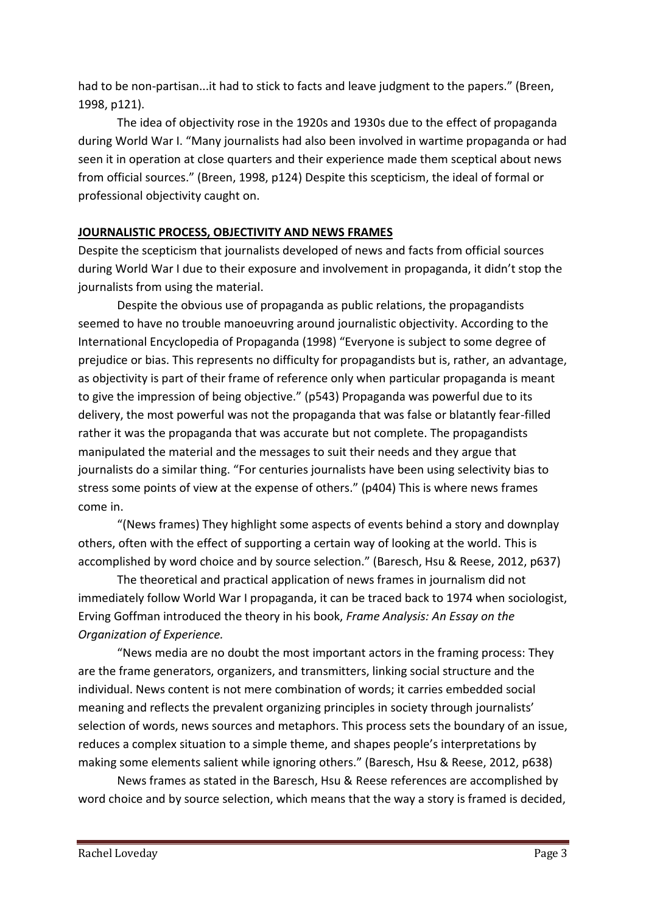had to be non-partisan...it had to stick to facts and leave judgment to the papers." (Breen, 1998, p121).

The idea of objectivity rose in the 1920s and 1930s due to the effect of propaganda during World War I. "Many journalists had also been involved in wartime propaganda or had seen it in operation at close quarters and their experience made them sceptical about news from official sources." (Breen, 1998, p124) Despite this scepticism, the ideal of formal or professional objectivity caught on.

## JOURNALISTIC PROCESS, OBJECTIVITY AND NEWS FRAMES

Despite the scepticism that journalists developed of news and facts from official sources during World War I due to their exposure and involvement in propaganda, it didn't stop the journalists from using the material.

Despite the obvious use of propaganda as public relations, the propagandists seemed to have no trouble manoeuvring around journalistic objectivity. According to the International Encyclopedia of Propaganda (1998) "Everyone is subject to some degree of prejudice or bias. This represents no difficulty for propagandists but is, rather, an advantage, as objectivity is part of their frame of reference only when particular propaganda is meant to give the impression of being objective." (p543) Propaganda was powerful due to its delivery, the most powerful was not the propaganda that was false or blatantly fear-filled rather it was the propaganda that was accurate but not complete. The propagandists manipulated the material and the messages to suit their needs and they argue that journalists do a similar thing. "For centuries journalists have been using selectivity bias to stress some points of view at the expense of others." (p404) This is where news frames come in.

"(News frames) They highlight some aspects of events behind a story and downplay others, often with the effect of supporting a certain way of looking at the world. This is accomplished by word choice and by source selection." (Baresch, Hsu & Reese, 2012, p637)

The theoretical and practical application of news frames in journalism did not immediately follow World War I propaganda, it can be traced back to 1974 when sociologist, Erving Goffman introduced the theory in his book, *Frame Analysis: An Essay on the Organization of Experience.*

"News media are no doubt the most important actors in the framing process: They are the frame generators, organizers, and transmitters, linking social structure and the individual. News content is not mere combination of words; it carries embedded social meaning and reflects the prevalent organizing principles in society through journalists' selection of words, news sources and metaphors. This process sets the boundary of an issue, reduces a complex situation to a simple theme, and shapes people's interpretations by making some elements salient while ignoring others." (Baresch, Hsu & Reese, 2012, p638)

News frames as stated in the Baresch, Hsu & Reese references are accomplished by word choice and by source selection, which means that the way a story is framed is decided,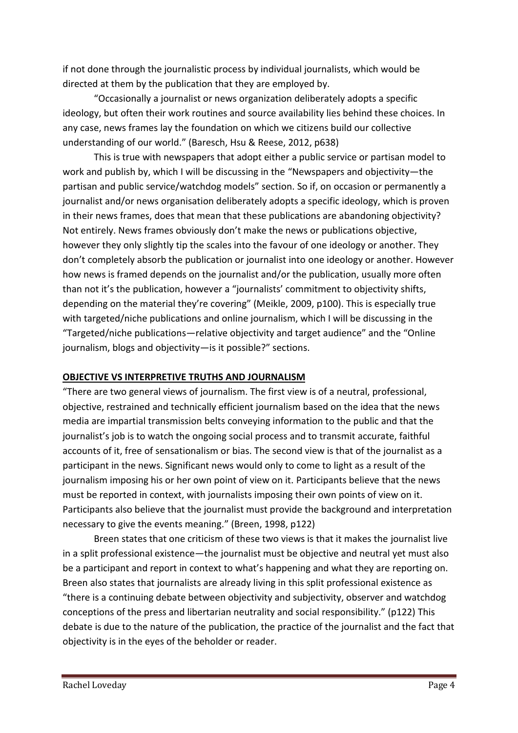if not done through the journalistic process by individual journalists, which would be directed at them by the publication that they are employed by.

"Occasionally a journalist or news organization deliberately adopts a specific ideology, but often their work routines and source availability lies behind these choices. In any case, news frames lay the foundation on which we citizens build our collective understanding of our world." (Baresch, Hsu & Reese, 2012, p638)

This is true with newspapers that adopt either a public service or partisan model to work and publish by, which I will be discussing in the "Newspapers and objectivity—the partisan and public service/watchdog models" section. So if, on occasion or permanently a journalist and/or news organisation deliberately adopts a specific ideology, which is proven in their news frames, does that mean that these publications are abandoning objectivity? Not entirely. News frames obviously don't make the news or publications objective, however they only slightly tip the scales into the favour of one ideology or another. They don't completely absorb the publication or journalist into one ideology or another. However how news is framed depends on the journalist and/or the publication, usually more often than not it's the publication, however a "journalists' commitment to objectivity shifts, depending on the material they're covering" (Meikle, 2009, p100). This is especially true with targeted/niche publications and online journalism, which I will be discussing in the "Targeted/niche publications—relative objectivity and target audience" and the "Online journalism, blogs and objectivity—is it possible?" sections.

## OBJECTIVE VS INTERPRETIVE TRUTHS AND JOURNALISM

"There are two general views of journalism. The first view is of a neutral, professional, objective, restrained and technically efficient journalism based on the idea that the news media are impartial transmission belts conveying information to the public and that the journalist's job is to watch the ongoing social process and to transmit accurate, faithful accounts of it, free of sensationalism or bias. The second view is that of the journalist as a participant in the news. Significant news would only to come to light as a result of the journalism imposing his or her own point of view on it. Participants believe that the news must be reported in context, with journalists imposing their own points of view on it. Participants also believe that the journalist must provide the background and interpretation necessary to give the events meaning." (Breen, 1998, p122)

Breen states that one criticism of these two views is that it makes the journalist live in a split professional existence—the journalist must be objective and neutral yet must also be a participant and report in context to what's happening and what they are reporting on. Breen also states that journalists are already living in this split professional existence as "there is a continuing debate between objectivity and subjectivity, observer and watchdog conceptions of the press and libertarian neutrality and social responsibility." (p122) This debate is due to the nature of the publication, the practice of the journalist and the fact that objectivity is in the eyes of the beholder or reader.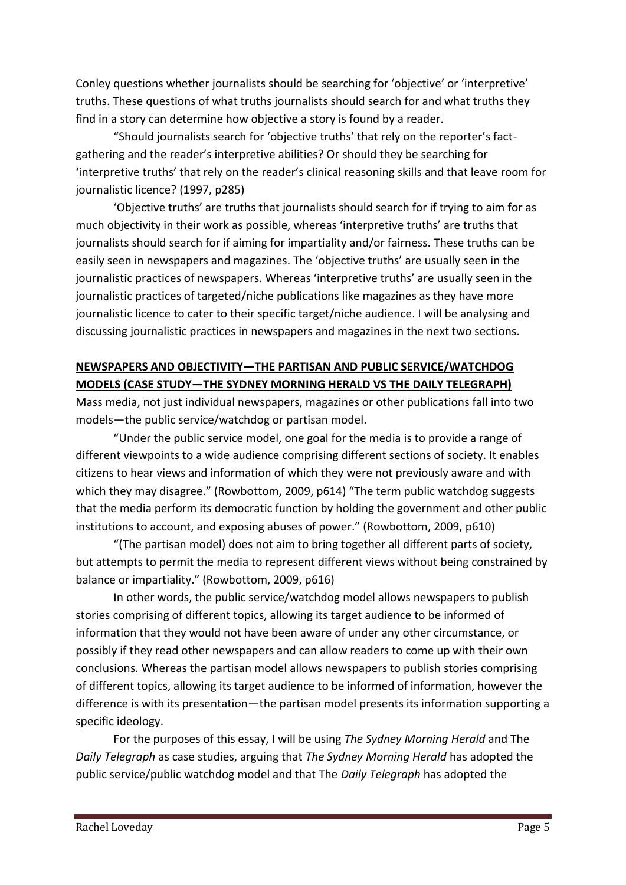Conley questions whether journalists should be searching for 'objective' or 'interpretive' truths. These questions of what truths journalists should search for and what truths they find in a story can determine how objective a story is found by a reader.

"Should journalists search for 'objective truths' that rely on the reporter's fact-gathering and the reader's interpretive abilities? Or should they be searching for 'interpretive truths' that rely on the reader's clinical reasoning skills and that leave room for journalistic licence? (1997, p285)

'Objective truths' are truths that journalists should search for if trying to aim for as much objectivity in their work as possible, whereas 'interpretive truths' are truths that journalists should search for if aiming for impartiality and/or fairness. These truths can be easily seen in newspapers and magazines. The 'objective truths' are usually seen in the journalistic practices of newspapers. Whereas 'interpretive truths' are usually seen in the journalistic practices of targeted/niche publications like magazines as they have more journalistic licence to cater to their specific target/niche audience. I will be analysing and discussing journalistic practices in newspapers and magazines in the next two sections.

**NEWSPAPERS AND OBJECTIVITY—THE PARTISAN AND PUBLIC SERVICE/WATCHDOG MODELS (CASE STUDY—THE SYDNEY MORNING HERALD VS THE DAILY TELEGRAPH)**

Mass media, not just individual newspapers, magazines or other publications fall into two models—the public service/watchdog or partisan model.

"Under the public service model, one goal for the media is to provide a range of different viewpoints to a wide audience comprising different sections of society. It enables citizens to hear views and information of which they were not previously aware and with which they may disagree." (Rowbottom, 2009, p614) "The term public watchdog suggests that the media perform its democratic function by holding the government and other public institutions to account, and exposing abuses of power." (Rowbottom, 2009, p610)

"(The partisan model) does not aim to bring together all different parts of society, but attempts to permit the media to represent different views without being constrained by balance or impartiality." (Rowbottom, 2009, p616)

In other words, the public service/watchdog model allows newspapers to publish stories comprising of different topics, allowing its target audience to be informed of information that they would not have been aware of under any other circumstance, or possibly if they read other newspapers and can allow readers to come up with their own conclusions. Whereas the partisan model allows newspapers to publish stories comprising of different topics, allowing its target audience to be informed of information, however the difference is with its presentation—the partisan model presents its information supporting a specific ideology.

For the purposes of this essay, I will be using *The Sydney Morning Herald* and The *Daily Telegraph* as case studies, arguing that *The Sydney Morning Herald* has adopted the public service/public watchdog model and that The *Daily Telegraph* has adopted the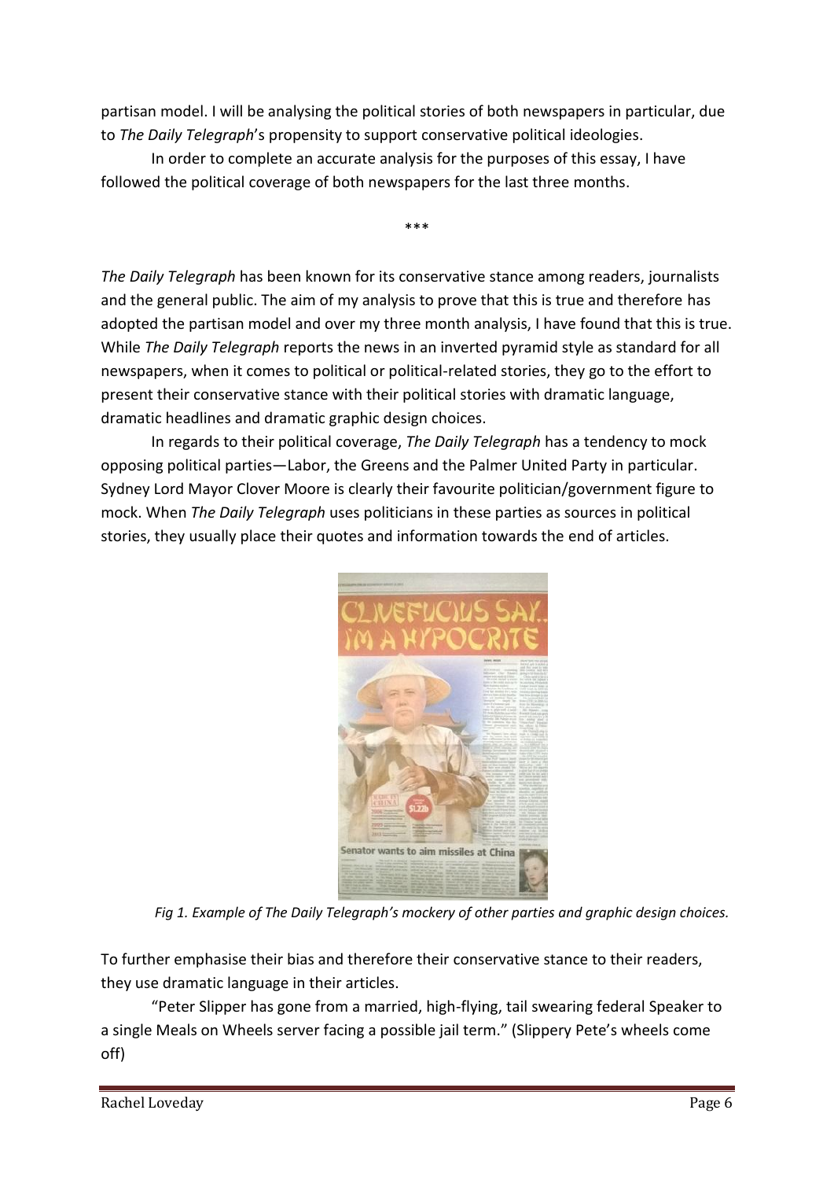partisan model. I will be analysing the political stories of both newspapers in particular, due to *The Daily Telegraph*'s propensity to support conservative political ideologies.

In order to complete an accurate analysis for the purposes of this essay, I have followed the political coverage of both newspapers for the last three months.

***

*The Daily Telegraph* has been known for its conservative stance among readers, journalists and the general public. The aim of my analysis to prove that this is true and therefore has adopted the partisan model and over my three month analysis, I have found that this is true. While *The Daily Telegraph* reports the news in an inverted pyramid style as standard for all newspapers, when it comes to political or political-related stories, they go to the effort to present their conservative stance with their political stories with dramatic language, dramatic headlines and dramatic graphic design choices.

In regards to their political coverage, *The Daily Telegraph* has a tendency to mock opposing political parties—Labor, the Greens and the Palmer United Party in particular. Sydney Lord Mayor Clover Moore is clearly their favourite politician/government figure to mock. When *The Daily Telegraph* uses politicians in these parties as sources in political stories, they usually place their quotes and information towards the end of articles.

*Fig 1. Example of The Daily Telegraph's mockery of other parties and graphic design choices.*

To further emphasise their bias and therefore their conservative stance to their readers, they use dramatic language in their articles.

"Peter Slipper has gone from a married, high-flying, tail swearing federal Speaker to a single Meals on Wheels server facing a possible jail term." (Slippery Pete's wheels come off)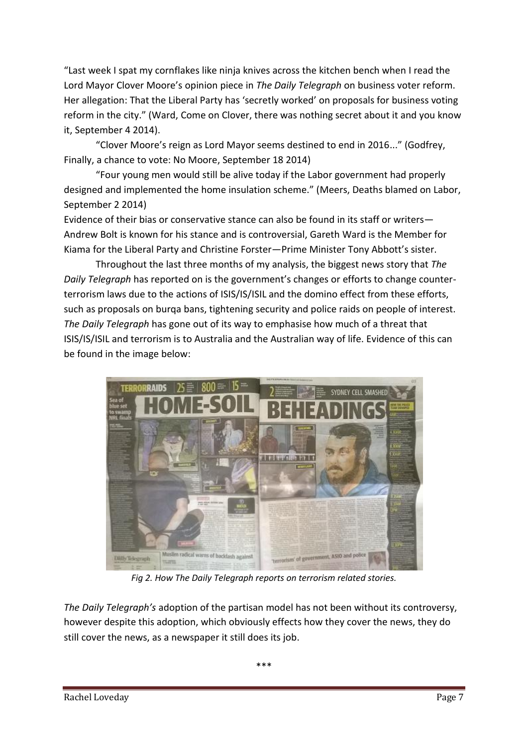"Last week I spat my cornflakes like ninja knives across the kitchen bench when I read the Lord Mayor Clover Moore's opinion piece in *The Daily Telegraph* on business voter reform. Her allegation: That the Liberal Party has 'secretly worked' on proposals for business voting reform in the city." (Ward, Come on Clover, there was nothing secret about it and you know it, September 4 2014).

"Clover Moore's reign as Lord Mayor seems destined to end in 2016..." (Godfrey, Finally, a chance to vote: No Moore, September 18 2014)

"Four young men would still be alive today if the Labor government had properly designed and implemented the home insulation scheme." (Meers, Deaths blamed on Labor, September 2 2014)

Evidence of their bias or conservative stance can also be found in its staff or writers—Andrew Bolt is known for his stance and is controversial, Gareth Ward is the Member for Kiama for the Liberal Party and Christine Forster—Prime Minister Tony Abbott's sister.

Throughout the last three months of my analysis, the biggest news story that *The Daily Telegraph* has reported on is the government's changes or efforts to change counter-terrorism laws due to the actions of ISIS/IS/ISIL and the domino effect from these efforts, such as proposals on burqa bans, tightening security and police raids on people of interest. *The Daily Telegraph* has gone out of its way to emphasise how much of a threat that ISIS/IS/ISIL and terrorism is to Australia and the Australian way of life. Evidence of this can be found in the image below:

*Fig 2. How The Daily Telegraph reports on terrorism related stories.*

*The Daily Telegraph's* adoption of the partisan model has not been without its controversy, however despite this adoption, which obviously effects how they cover the news, they do still cover the news, as a newspaper it still does its job.

\*\*\*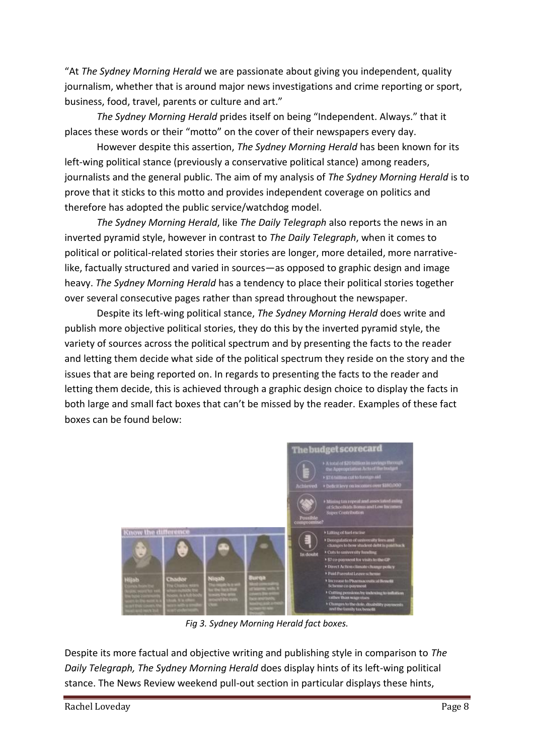"At *The Sydney Morning Herald* we are passionate about giving you independent, quality journalism, whether that is around major news investigations and crime reporting or sport, business, food, travel, parents or culture and art."

*The Sydney Morning Herald* prides itself on being "Independent. Always." that it places these words or their "motto" on the cover of their newspapers every day.

However despite this assertion, *The Sydney Morning Herald* has been known for its left-wing political stance (previously a conservative political stance) among readers, journalists and the general public. The aim of my analysis of *The Sydney Morning Herald* is to prove that it sticks to this motto and provides independent coverage on politics and therefore has adopted the public service/watchdog model.

*The Sydney Morning Herald*, like *The Daily Telegraph* also reports the news in an inverted pyramid style, however in contrast to *The Daily Telegraph*, when it comes to political or political-related stories their stories are longer, more detailed, more narrative-like, factually structured and varied in sources—as opposed to graphic design and image heavy. *The Sydney Morning Herald* has a tendency to place their political stories together over several consecutive pages rather than spread throughout the newspaper.

Despite its left-wing political stance, *The Sydney Morning Herald* does write and publish more objective political stories, they do this by the inverted pyramid style, the variety of sources across the political spectrum and by presenting the facts to the reader and letting them decide what side of the political spectrum they reside on the story and the issues that are being reported on. In regards to presenting the facts to the reader and letting them decide, this is achieved through a graphic design choice to display the facts in both large and small fact boxes that can't be missed by the reader. Examples of these fact boxes can be found below:

*Fig 3. Sydney Morning Herald fact boxes.*

Despite its more factual and objective writing and publishing style in comparison to *The Daily Telegraph, The Sydney Morning Herald* does display hints of its left-wing political stance. The News Review weekend pull-out section in particular displays these hints,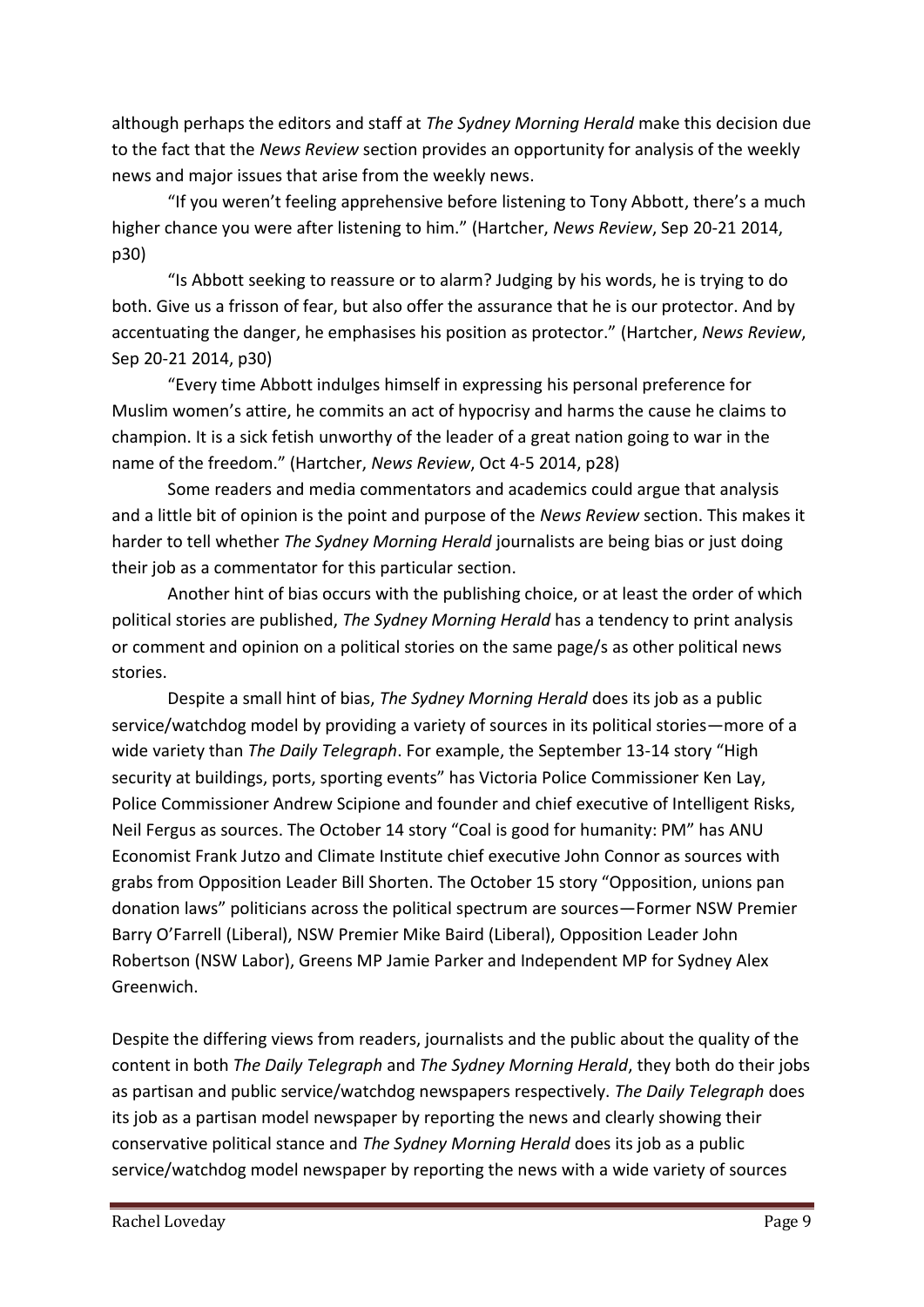although perhaps the editors and staff at *The Sydney Morning Herald* make this decision due to the fact that the *News Review* section provides an opportunity for analysis of the weekly news and major issues that arise from the weekly news.

"If you weren't feeling apprehensive before listening to Tony Abbott, there's a much higher chance you were after listening to him." (Hartcher, *News Review*, Sep 20-21 2014, p30)

"Is Abbott seeking to reassure or to alarm? Judging by his words, he is trying to do both. Give us a frisson of fear, but also offer the assurance that he is our protector. And by accentuating the danger, he emphasises his position as protector." (Hartcher, *News Review*, Sep 20-21 2014, p30)

"Every time Abbott indulges himself in expressing his personal preference for Muslim women's attire, he commits an act of hypocrisy and harms the cause he claims to champion. It is a sick fetish unworthy of the leader of a great nation going to war in the name of the freedom." (Hartcher, *News Review*, Oct 4-5 2014, p28)

Some readers and media commentators and academics could argue that analysis and a little bit of opinion is the point and purpose of the *News Review* section. This makes it harder to tell whether *The Sydney Morning Herald* journalists are being bias or just doing their job as a commentator for this particular section.

Another hint of bias occurs with the publishing choice, or at least the order of which political stories are published, *The Sydney Morning Herald* has a tendency to print analysis or comment and opinion on a political stories on the same page/s as other political news stories.

Despite a small hint of bias, *The Sydney Morning Herald* does its job as a public service/watchdog model by providing a variety of sources in its political stories—more of a wide variety than *The Daily Telegraph*. For example, the September 13-14 story "High security at buildings, ports, sporting events" has Victoria Police Commissioner Ken Lay, Police Commissioner Andrew Scipione and founder and chief executive of Intelligent Risks, Neil Fergus as sources. The October 14 story "Coal is good for humanity: PM" has ANU Economist Frank Jutzo and Climate Institute chief executive John Connor as sources with grabs from Opposition Leader Bill Shorten. The October 15 story "Opposition, unions pan donation laws" politicians across the political spectrum are sources—Former NSW Premier Barry O'Farrell (Liberal), NSW Premier Mike Baird (Liberal), Opposition Leader John Robertson (NSW Labor), Greens MP Jamie Parker and Independent MP for Sydney Alex Greenwich.

Despite the differing views from readers, journalists and the public about the quality of the content in both *The Daily Telegraph* and *The Sydney Morning Herald*, they both do their jobs as partisan and public service/watchdog newspapers respectively. *The Daily Telegraph* does its job as a partisan model newspaper by reporting the news and clearly showing their conservative political stance and *The Sydney Morning Herald* does its job as a public service/watchdog model newspaper by reporting the news with a wide variety of sources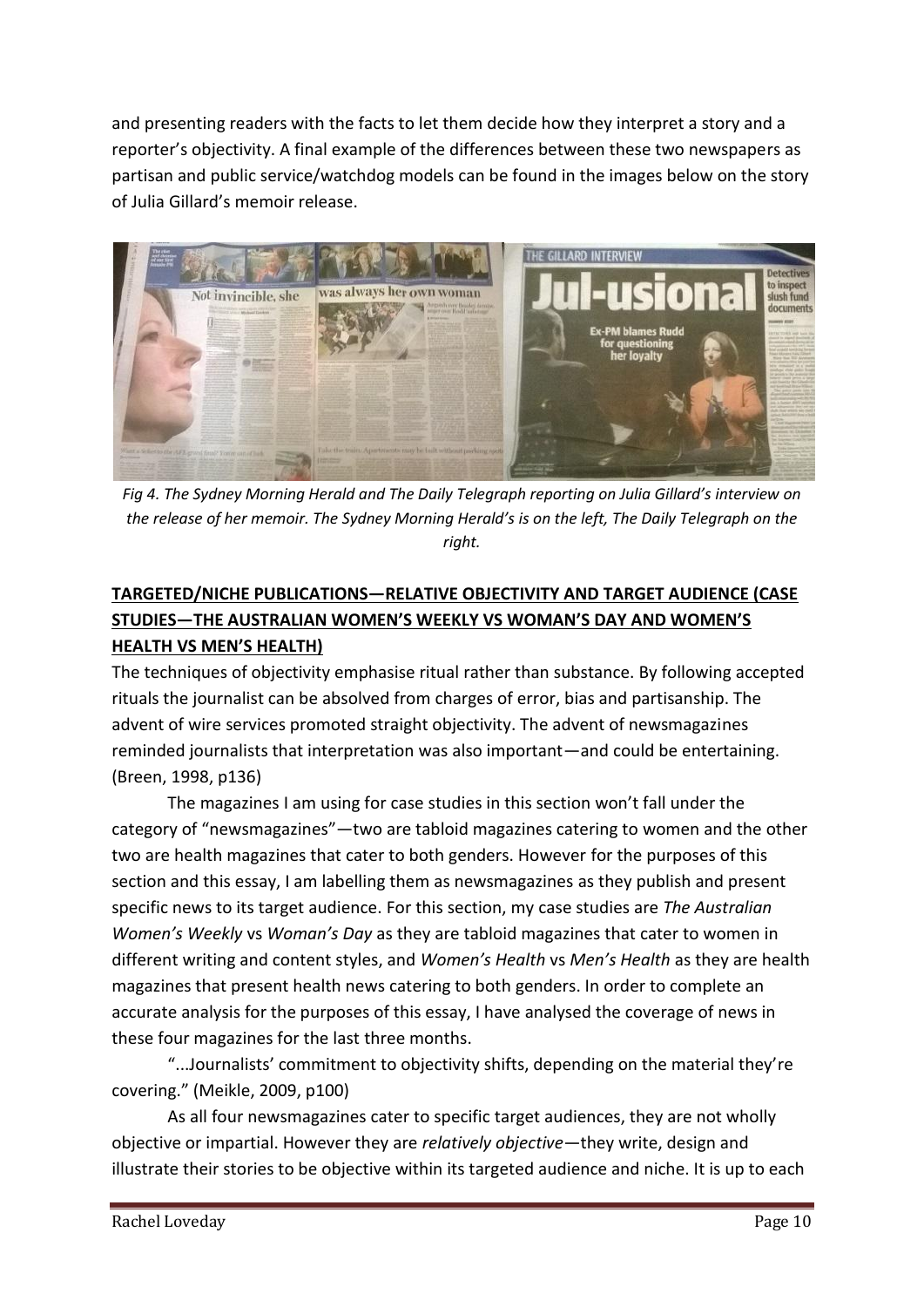and presenting readers with the facts to let them decide how they interpret a story and a reporter's objectivity. A final example of the differences between these two newspapers as partisan and public service/watchdog models can be found in the images below on the story of Julia Gillard's memoir release.

*Fig 4. The Sydney Morning Herald and The Daily Telegraph reporting on Julia Gillard's interview on the release of her memoir. The Sydney Morning Herald's is on the left, The Daily Telegraph on the right.*

## TARGETED/NICHE PUBLICATIONS—RELATIVE OBJECTIVITY AND TARGET AUDIENCE (CASE STUDIES—THE AUSTRALIAN WOMEN'S WEEKLY VS WOMAN'S DAY AND WOMEN'S HEALTH VS MEN'S HEALTH)

The techniques of objectivity emphasise ritual rather than substance. By following accepted rituals the journalist can be absolved from charges of error, bias and partisanship. The advent of wire services promoted straight objectivity. The advent of newsmagazines reminded journalists that interpretation was also important—and could be entertaining. (Breen, 1998, p136)

The magazines I am using for case studies in this section won't fall under the category of "newsmagazines"—two are tabloid magazines catering to women and the other two are health magazines that cater to both genders. However for the purposes of this section and this essay, I am labelling them as newsmagazines as they publish and present specific news to its target audience. For this section, my case studies are *The Australian Women's Weekly* vs *Woman's Day* as they are tabloid magazines that cater to women in different writing and content styles, and *Women's Health* vs *Men's Health* as they are health magazines that present health news catering to both genders. In order to complete an accurate analysis for the purposes of this essay, I have analysed the coverage of news in these four magazines for the last three months.

"...Journalists' commitment to objectivity shifts, depending on the material they're covering." (Meikle, 2009, p100)

As all four newsmagazines cater to specific target audiences, they are not wholly objective or impartial. However they are *relatively objective*—they write, design and illustrate their stories to be objective within its targeted audience and niche. It is up to each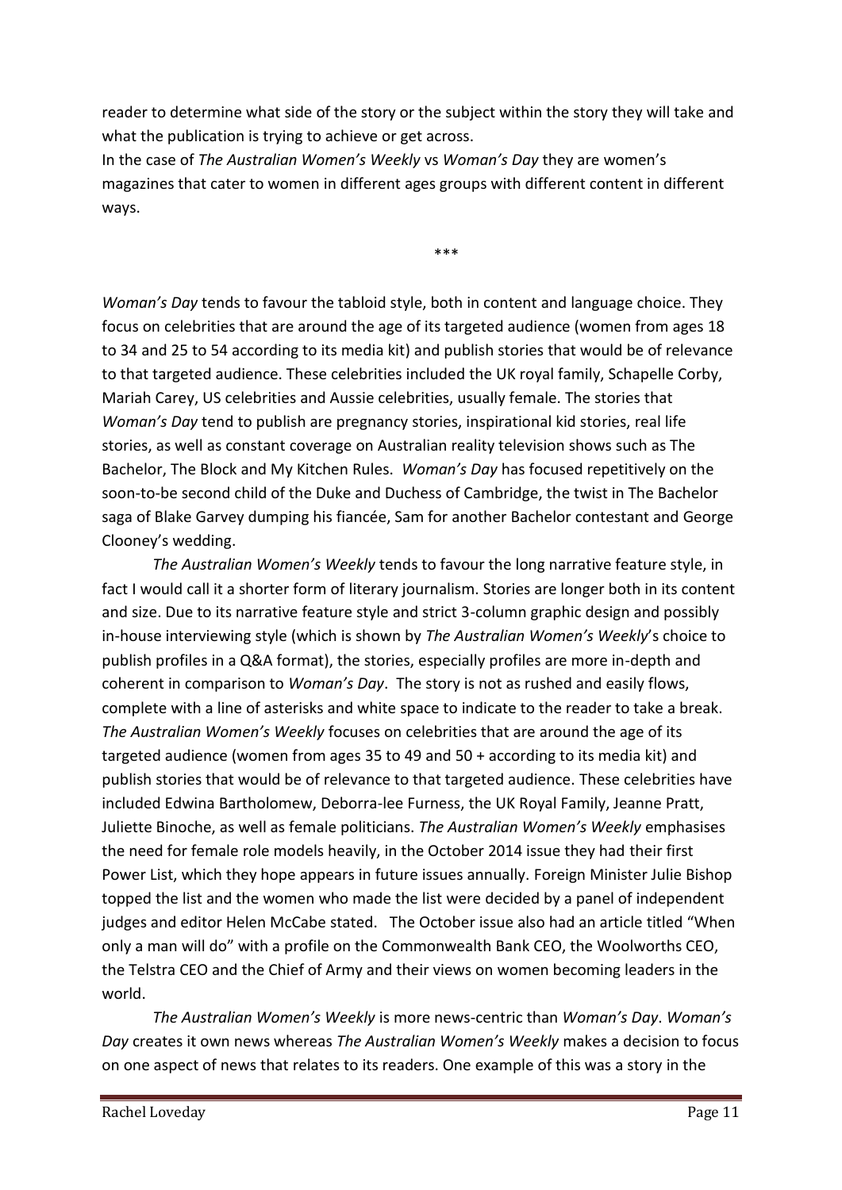reader to determine what side of the story or the subject within the story they will take and what the publication is trying to achieve or get across.

In the case of *The Australian Women's Weekly* vs *Woman's Day* they are women's magazines that cater to women in different ages groups with different content in different ways.

***

*Woman's Day* tends to favour the tabloid style, both in content and language choice. They focus on celebrities that are around the age of its targeted audience (women from ages 18 to 34 and 25 to 54 according to its media kit) and publish stories that would be of relevance to that targeted audience. These celebrities included the UK royal family, Schapelle Corby, Mariah Carey, US celebrities and Aussie celebrities, usually female. The stories that *Woman's Day* tend to publish are pregnancy stories, inspirational kid stories, real life stories, as well as constant coverage on Australian reality television shows such as The Bachelor, The Block and My Kitchen Rules. *Woman's Day* has focused repetitively on the soon-to-be second child of the Duke and Duchess of Cambridge, the twist in The Bachelor saga of Blake Garvey dumping his fiancée, Sam for another Bachelor contestant and George Clooney's wedding.

*The Australian Women's Weekly* tends to favour the long narrative feature style, in fact I would call it a shorter form of literary journalism. Stories are longer both in its content and size. Due to its narrative feature style and strict 3-column graphic design and possibly in-house interviewing style (which is shown by *The Australian Women's Weekly*'s choice to publish profiles in a Q&A format), the stories, especially profiles are more in-depth and coherent in comparison to *Woman's Day*. The story is not as rushed and easily flows, complete with a line of asterisks and white space to indicate to the reader to take a break. *The Australian Women's Weekly* focuses on celebrities that are around the age of its targeted audience (women from ages 35 to 49 and 50 + according to its media kit) and publish stories that would be of relevance to that targeted audience. These celebrities have included Edwina Bartholomew, Deborra-lee Furness, the UK Royal Family, Jeanne Pratt, Juliette Binoche, as well as female politicians. *The Australian Women's Weekly* emphasises the need for female role models heavily, in the October 2014 issue they had their first Power List, which they hope appears in future issues annually. Foreign Minister Julie Bishop topped the list and the women who made the list were decided by a panel of independent judges and editor Helen McCabe stated. The October issue also had an article titled "When only a man will do" with a profile on the Commonwealth Bank CEO, the Woolworths CEO, the Telstra CEO and the Chief of Army and their views on women becoming leaders in the world.

*The Australian Women's Weekly* is more news-centric than *Woman's Day*. *Woman's Day* creates it own news whereas *The Australian Women's Weekly* makes a decision to focus on one aspect of news that relates to its readers. One example of this was a story in the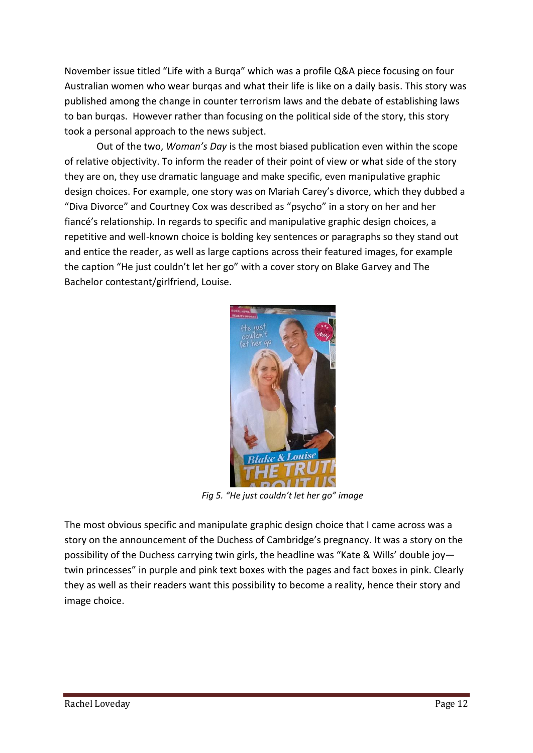November issue titled "Life with a Burqa" which was a profile Q&A piece focusing on four Australian women who wear burqas and what their life is like on a daily basis. This story was published among the change in counter terrorism laws and the debate of establishing laws to ban burqas. However rather than focusing on the political side of the story, this story took a personal approach to the news subject.

Out of the two, *Woman's Day* is the most biased publication even within the scope of relative objectivity. To inform the reader of their point of view or what side of the story they are on, they use dramatic language and make specific, even manipulative graphic design choices. For example, one story was on Mariah Carey's divorce, which they dubbed a "Diva Divorce" and Courtney Cox was described as "psycho" in a story on her and her fiancé's relationship. In regards to specific and manipulative graphic design choices, a repetitive and well-known choice is bolding key sentences or paragraphs so they stand out and entice the reader, as well as large captions across their featured images, for example the caption "He just couldn't let her go" with a cover story on Blake Garvey and The Bachelor contestant/girlfriend, Louise.

*Fig 5. "He just couldn't let her go" image*

The most obvious specific and manipulate graphic design choice that I came across was a story on the announcement of the Duchess of Cambridge's pregnancy. It was a story on the possibility of the Duchess carrying twin girls, the headline was "Kate & Wills' double joy—twin princesses" in purple and pink text boxes with the pages and fact boxes in pink. Clearly they as well as their readers want this possibility to become a reality, hence their story and image choice.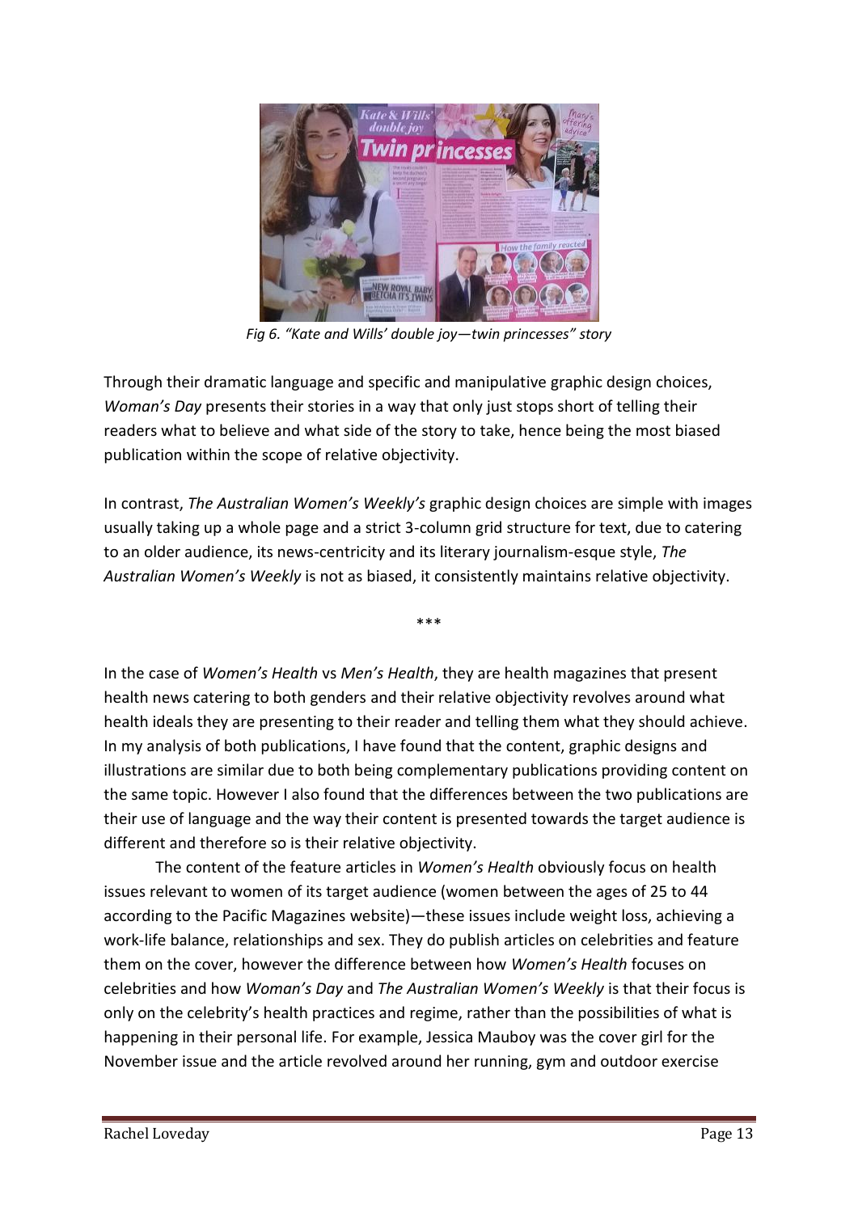*Fig 6. "Kate and Wills' double joy—twin princesses" story*

Through their dramatic language and specific and manipulative graphic design choices, *Woman's Day* presents their stories in a way that only just stops short of telling their readers what to believe and what side of the story to take, hence being the most biased publication within the scope of relative objectivity.

In contrast, *The Australian Women's Weekly's* graphic design choices are simple with images usually taking up a whole page and a strict 3-column grid structure for text, due to catering to an older audience, its news-centricity and its literary journalism-esque style, *The Australian Women's Weekly* is not as biased, it consistently maintains relative objectivity.

\*\*\*

In the case of *Women's Health* vs *Men's Health*, they are health magazines that present health news catering to both genders and their relative objectivity revolves around what health ideals they are presenting to their reader and telling them what they should achieve. In my analysis of both publications, I have found that the content, graphic designs and illustrations are similar due to both being complementary publications providing content on the same topic. However I also found that the differences between the two publications are their use of language and the way their content is presented towards the target audience is different and therefore so is their relative objectivity.

The content of the feature articles in *Women's Health* obviously focus on health issues relevant to women of its target audience (women between the ages of 25 to 44 according to the Pacific Magazines website)—these issues include weight loss, achieving a work-life balance, relationships and sex. They do publish articles on celebrities and feature them on the cover, however the difference between how *Women's Health* focuses on celebrities and how *Woman's Day* and *The Australian Women's Weekly* is that their focus is only on the celebrity's health practices and regime, rather than the possibilities of what is happening in their personal life. For example, Jessica Mauboy was the cover girl for the November issue and the article revolved around her running, gym and outdoor exercise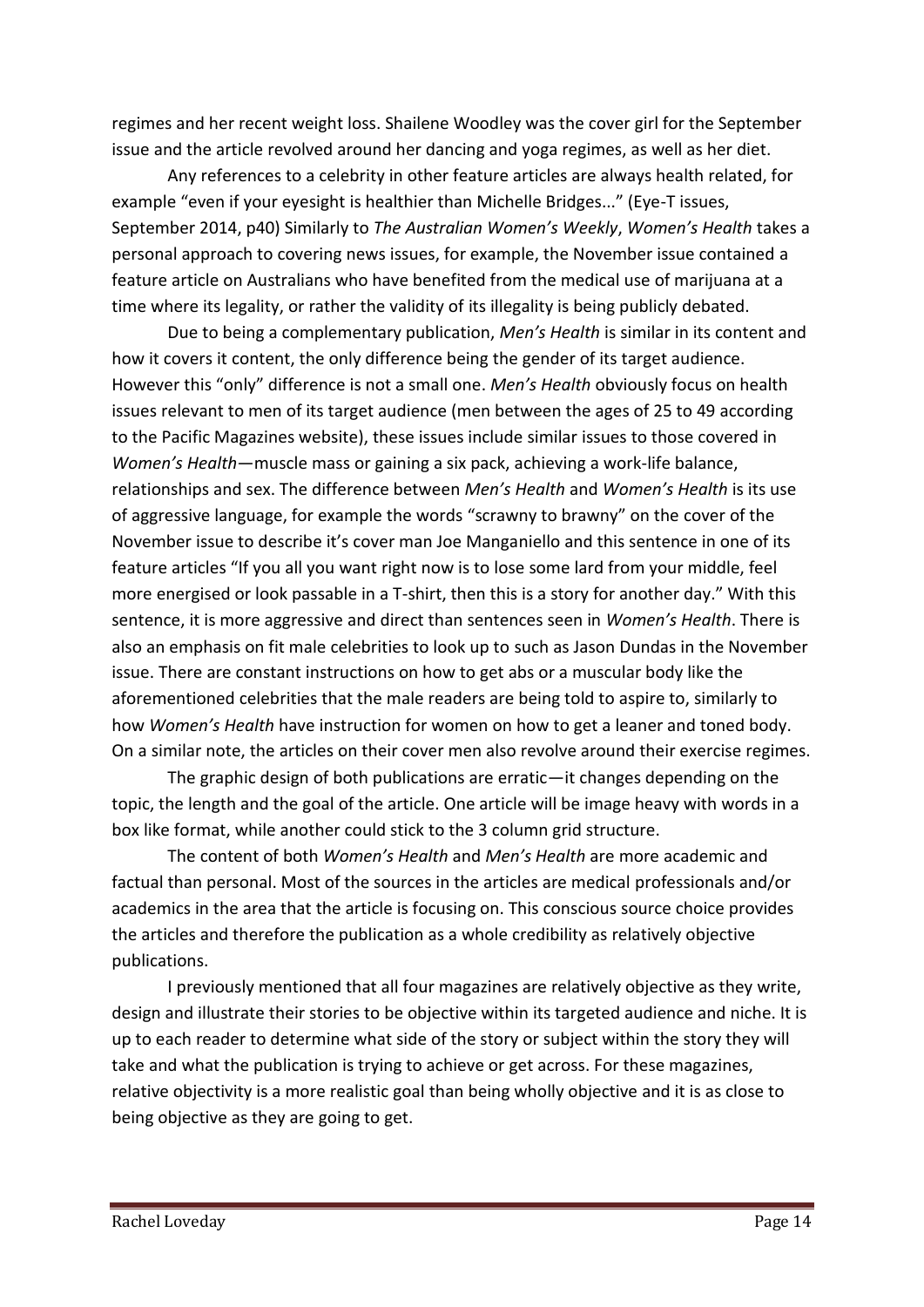regimes and her recent weight loss. Shailene Woodley was the cover girl for the September issue and the article revolved around her dancing and yoga regimes, as well as her diet.

Any references to a celebrity in other feature articles are always health related, for example "even if your eyesight is healthier than Michelle Bridges..." (Eye-T issues, September 2014, p40) Similarly to *The Australian Women's Weekly*, *Women's Health* takes a personal approach to covering news issues, for example, the November issue contained a feature article on Australians who have benefited from the medical use of marijuana at a time where its legality, or rather the validity of its illegality is being publicly debated.

Due to being a complementary publication, *Men's Health* is similar in its content and how it covers it content, the only difference being the gender of its target audience. However this "only" difference is not a small one. *Men's Health* obviously focus on health issues relevant to men of its target audience (men between the ages of 25 to 49 according to the Pacific Magazines website), these issues include similar issues to those covered in *Women's Health*—muscle mass or gaining a six pack, achieving a work-life balance, relationships and sex. The difference between *Men's Health* and *Women's Health* is its use of aggressive language, for example the words "scrawny to brawny" on the cover of the November issue to describe it's cover man Joe Manganiello and this sentence in one of its feature articles "If you all you want right now is to lose some lard from your middle, feel more energised or look passable in a T-shirt, then this is a story for another day." With this sentence, it is more aggressive and direct than sentences seen in *Women's Health*. There is also an emphasis on fit male celebrities to look up to such as Jason Dundas in the November issue. There are constant instructions on how to get abs or a muscular body like the aforementioned celebrities that the male readers are being told to aspire to, similarly to how *Women's Health* have instruction for women on how to get a leaner and toned body. On a similar note, the articles on their cover men also revolve around their exercise regimes.

The graphic design of both publications are erratic—it changes depending on the topic, the length and the goal of the article. One article will be image heavy with words in a box like format, while another could stick to the 3 column grid structure.

The content of both *Women's Health* and *Men's Health* are more academic and factual than personal. Most of the sources in the articles are medical professionals and/or academics in the area that the article is focusing on. This conscious source choice provides the articles and therefore the publication as a whole credibility as relatively objective publications.

I previously mentioned that all four magazines are relatively objective as they write, design and illustrate their stories to be objective within its targeted audience and niche. It is up to each reader to determine what side of the story or subject within the story they will take and what the publication is trying to achieve or get across. For these magazines, relative objectivity is a more realistic goal than being wholly objective and it is as close to being objective as they are going to get.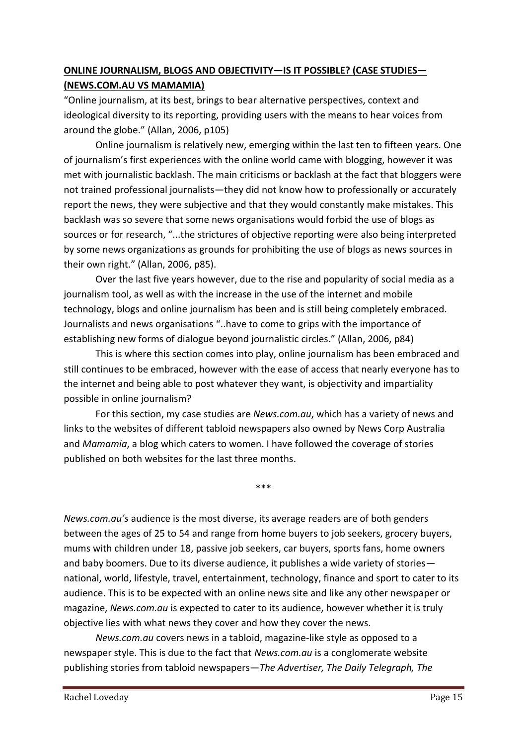**ONLINE JOURNALISM, BLOGS AND OBJECTIVITY—IS IT POSSIBLE? (CASE STUDIES— (NEWS.COM.AU VS MAMAMIA)**

"Online journalism, at its best, brings to bear alternative perspectives, context and ideological diversity to its reporting, providing users with the means to hear voices from around the globe." (Allan, 2006, p105)

Online journalism is relatively new, emerging within the last ten to fifteen years. One of journalism's first experiences with the online world came with blogging, however it was met with journalistic backlash. The main criticisms or backlash at the fact that bloggers were not trained professional journalists—they did not know how to professionally or accurately report the news, they were subjective and that they would constantly make mistakes. This backlash was so severe that some news organisations would forbid the use of blogs as sources or for research, "...the strictures of objective reporting were also being interpreted by some news organizations as grounds for prohibiting the use of blogs as news sources in their own right." (Allan, 2006, p85).

Over the last five years however, due to the rise and popularity of social media as a journalism tool, as well as with the increase in the use of the internet and mobile technology, blogs and online journalism has been and is still being completely embraced. Journalists and news organisations "..have to come to grips with the importance of establishing new forms of dialogue beyond journalistic circles." (Allan, 2006, p84)

This is where this section comes into play, online journalism has been embraced and still continues to be embraced, however with the ease of access that nearly everyone has to the internet and being able to post whatever they want, is objectivity and impartiality possible in online journalism?

For this section, my case studies are *News.com.au*, which has a variety of news and links to the websites of different tabloid newspapers also owned by News Corp Australia and *Mamamia*, a blog which caters to women. I have followed the coverage of stories published on both websites for the last three months.

\*\*\*

*News.com.au's* audience is the most diverse, its average readers are of both genders between the ages of 25 to 54 and range from home buyers to job seekers, grocery buyers, mums with children under 18, passive job seekers, car buyers, sports fans, home owners and baby boomers. Due to its diverse audience, it publishes a wide variety of stories—national, world, lifestyle, travel, entertainment, technology, finance and sport to cater to its audience. This is to be expected with an online news site and like any other newspaper or magazine, *News.com.au* is expected to cater to its audience, however whether it is truly objective lies with what news they cover and how they cover the news.

*News.com.au* covers news in a tabloid, magazine-like style as opposed to a newspaper style. This is due to the fact that *News.com.au* is a conglomerate website publishing stories from tabloid newspapers—*The Advertiser, The Daily Telegraph, The*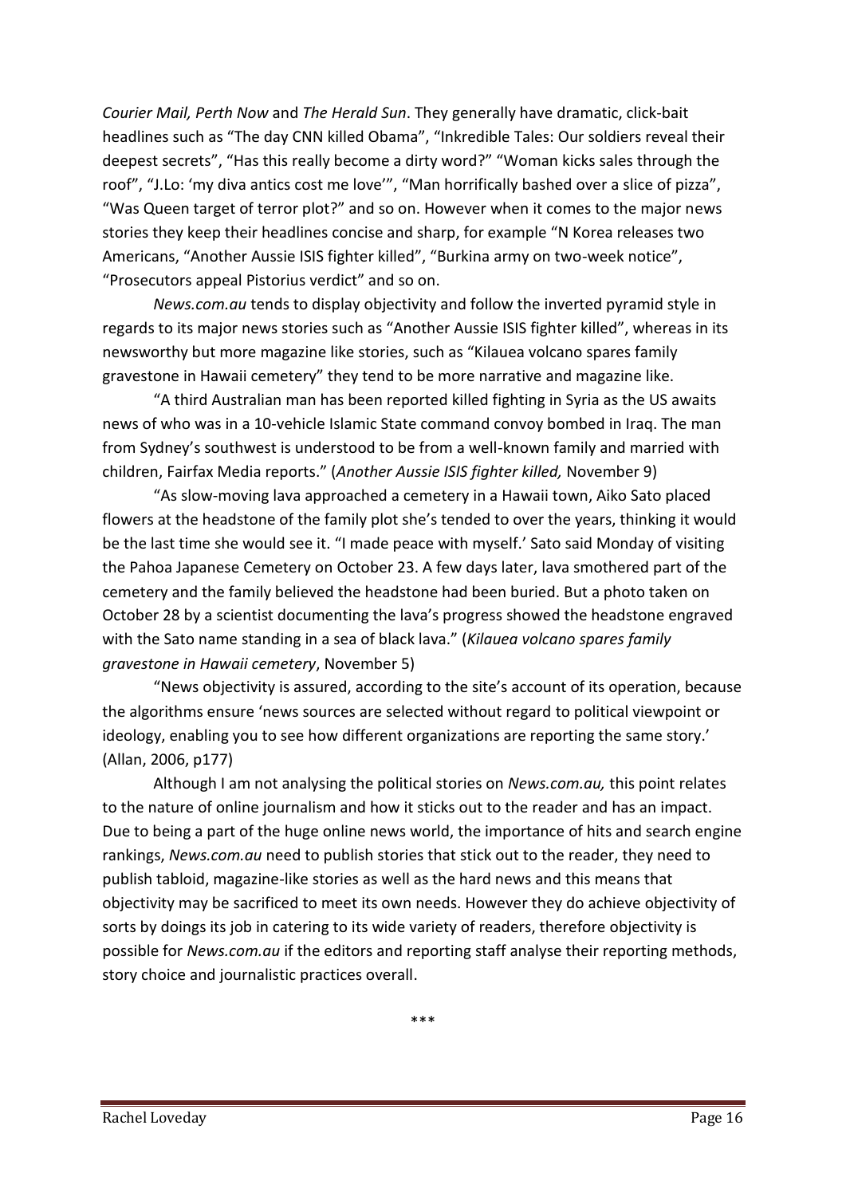*Courier Mail, Perth Now* and *The Herald Sun*. They generally have dramatic, click-bait headlines such as "The day CNN killed Obama", "Inkredible Tales: Our soldiers reveal their deepest secrets", "Has this really become a dirty word?" "Woman kicks sales through the roof", "J.Lo: 'my diva antics cost me love'", "Man horrifically bashed over a slice of pizza", "Was Queen target of terror plot?" and so on. However when it comes to the major news stories they keep their headlines concise and sharp, for example "N Korea releases two Americans, "Another Aussie ISIS fighter killed", "Burkina army on two-week notice", "Prosecutors appeal Pistorius verdict" and so on.

*News.com.au* tends to display objectivity and follow the inverted pyramid style in regards to its major news stories such as "Another Aussie ISIS fighter killed", whereas in its newsworthy but more magazine like stories, such as "Kilauea volcano spares family gravestone in Hawaii cemetery" they tend to be more narrative and magazine like.

"A third Australian man has been reported killed fighting in Syria as the US awaits news of who was in a 10-vehicle Islamic State command convoy bombed in Iraq. The man from Sydney's southwest is understood to be from a well-known family and married with children, Fairfax Media reports." (*Another Aussie ISIS fighter killed,* November 9)

"As slow-moving lava approached a cemetery in a Hawaii town, Aiko Sato placed flowers at the headstone of the family plot she's tended to over the years, thinking it would be the last time she would see it. "I made peace with myself.' Sato said Monday of visiting the Pahoa Japanese Cemetery on October 23. A few days later, lava smothered part of the cemetery and the family believed the headstone had been buried. But a photo taken on October 28 by a scientist documenting the lava's progress showed the headstone engraved with the Sato name standing in a sea of black lava." (*Kilauea volcano spares family gravestone in Hawaii cemetery*, November 5)

"News objectivity is assured, according to the site's account of its operation, because the algorithms ensure 'news sources are selected without regard to political viewpoint or ideology, enabling you to see how different organizations are reporting the same story.' (Allan, 2006, p177)

Although I am not analysing the political stories on *News.com.au,* this point relates to the nature of online journalism and how it sticks out to the reader and has an impact. Due to being a part of the huge online news world, the importance of hits and search engine rankings, *News.com.au* need to publish stories that stick out to the reader, they need to publish tabloid, magazine-like stories as well as the hard news and this means that objectivity may be sacrificed to meet its own needs. However they do achieve objectivity of sorts by doings its job in catering to its wide variety of readers, therefore objectivity is possible for *News.com.au* if the editors and reporting staff analyse their reporting methods, story choice and journalistic practices overall.

\*\*\*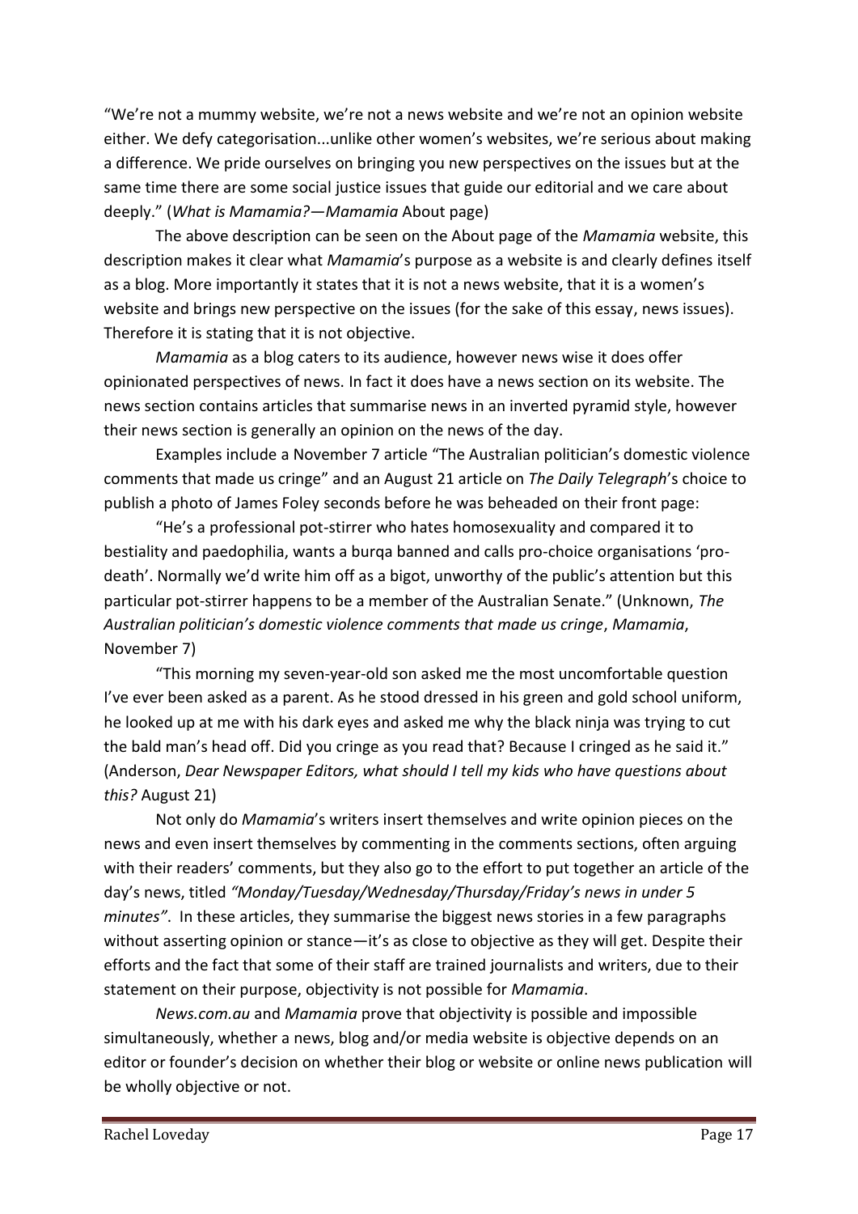"We're not a mummy website, we're not a news website and we're not an opinion website either. We defy categorisation...unlike other women's websites, we're serious about making a difference. We pride ourselves on bringing you new perspectives on the issues but at the same time there are some social justice issues that guide our editorial and we care about deeply." (*What is Mamamia?—Mamamia* About page)

The above description can be seen on the About page of the *Mamamia* website, this description makes it clear what *Mamamia*'s purpose as a website is and clearly defines itself as a blog. More importantly it states that it is not a news website, that it is a women's website and brings new perspective on the issues (for the sake of this essay, news issues). Therefore it is stating that it is not objective.

*Mamamia* as a blog caters to its audience, however news wise it does offer opinionated perspectives of news. In fact it does have a news section on its website. The news section contains articles that summarise news in an inverted pyramid style, however their news section is generally an opinion on the news of the day.

Examples include a November 7 article "The Australian politician's domestic violence comments that made us cringe" and an August 21 article on *The Daily Telegraph*'s choice to publish a photo of James Foley seconds before he was beheaded on their front page:

"He's a professional pot-stirrer who hates homosexuality and compared it to bestiality and paedophilia, wants a burqa banned and calls pro-choice organisations 'pro-death'. Normally we'd write him off as a bigot, unworthy of the public's attention but this particular pot-stirrer happens to be a member of the Australian Senate." (Unknown, *The Australian politician's domestic violence comments that made us cringe*, *Mamamia*, November 7)

"This morning my seven-year-old son asked me the most uncomfortable question I've ever been asked as a parent. As he stood dressed in his green and gold school uniform, he looked up at me with his dark eyes and asked me why the black ninja was trying to cut the bald man's head off. Did you cringe as you read that? Because I cringed as he said it." (Anderson, *Dear Newspaper Editors, what should I tell my kids who have questions about this?* August 21)

Not only do *Mamamia*'s writers insert themselves and write opinion pieces on the news and even insert themselves by commenting in the comments sections, often arguing with their readers' comments, but they also go to the effort to put together an article of the day's news, titled *"Monday/Tuesday/Wednesday/Thursday/Friday's news in under 5 minutes"*. In these articles, they summarise the biggest news stories in a few paragraphs without asserting opinion or stance—it's as close to objective as they will get. Despite their efforts and the fact that some of their staff are trained journalists and writers, due to their statement on their purpose, objectivity is not possible for *Mamamia*.

*News.com.au* and *Mamamia* prove that objectivity is possible and impossible simultaneously, whether a news, blog and/or media website is objective depends on an editor or founder's decision on whether their blog or website or online news publication will be wholly objective or not.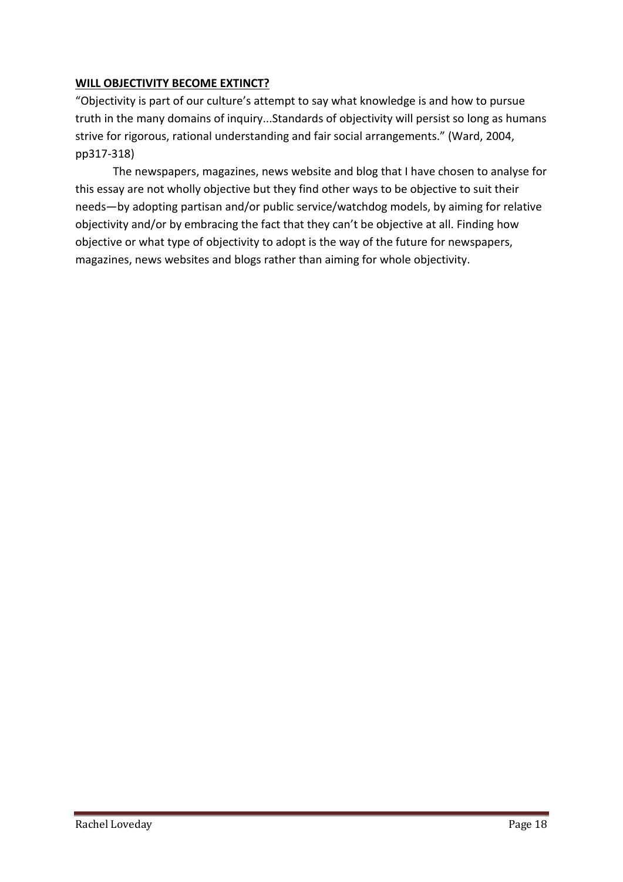**WILL OBJECTIVITY BECOME EXTINCT?**

"Objectivity is part of our culture's attempt to say what knowledge is and how to pursue truth in the many domains of inquiry...Standards of objectivity will persist so long as humans strive for rigorous, rational understanding and fair social arrangements." (Ward, 2004, pp317-318)

The newspapers, magazines, news website and blog that I have chosen to analyse for this essay are not wholly objective but they find other ways to be objective to suit their needs—by adopting partisan and/or public service/watchdog models, by aiming for relative objectivity and/or by embracing the fact that they can't be objective at all. Finding how objective or what type of objectivity to adopt is the way of the future for newspapers, magazines, news websites and blogs rather than aiming for whole objectivity.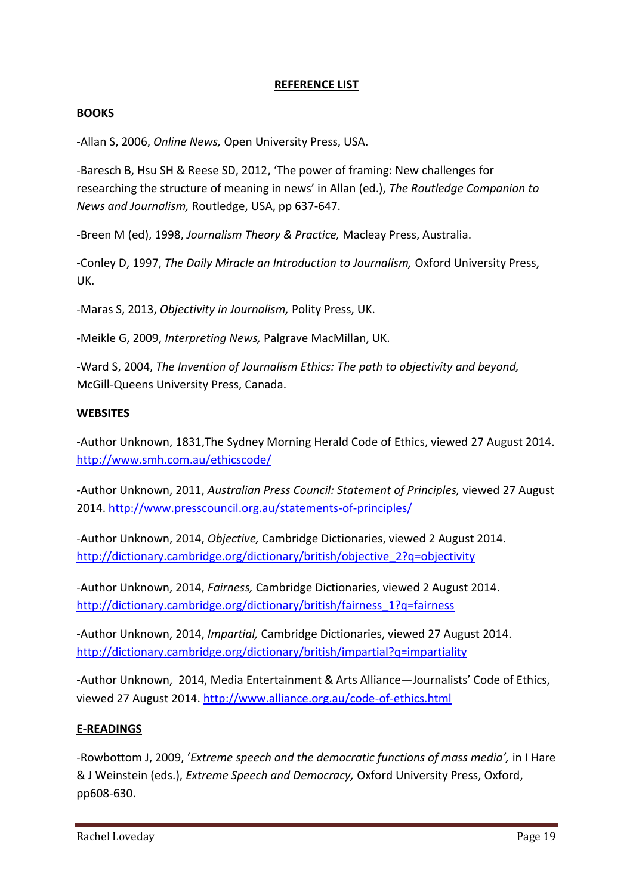## REFERENCE LIST

### BOOKS

-Allan S, 2006, *Online News,* Open University Press, USA.

-Baresch B, Hsu SH & Reese SD, 2012, 'The power of framing: New challenges for researching the structure of meaning in news' in Allan (ed.), *The Routledge Companion to News and Journalism,* Routledge, USA, pp 637-647.

-Breen M (ed), 1998, *Journalism Theory & Practice,* Macleay Press, Australia.

-Conley D, 1997, *The Daily Miracle an Introduction to Journalism,* Oxford University Press, UK.

-Maras S, 2013, *Objectivity in Journalism,* Polity Press, UK.

-Meikle G, 2009, *Interpreting News,* Palgrave MacMillan, UK.

-Ward S, 2004, *The Invention of Journalism Ethics: The path to objectivity and beyond,* McGill-Queens University Press, Canada.

### WEBSITES

-Author Unknown, 1831,The Sydney Morning Herald Code of Ethics, viewed 27 August 2014. http://www.smh.com.au/ethicscode/

-Author Unknown, 2011, *Australian Press Council: Statement of Principles,* viewed 27 August 2014. http://www.presscouncil.org.au/statements-of-principles/

-Author Unknown, 2014, *Objective,* Cambridge Dictionaries, viewed 2 August 2014. http://dictionary.cambridge.org/dictionary/british/objective_2?q=objectivity

-Author Unknown, 2014, *Fairness,* Cambridge Dictionaries, viewed 2 August 2014. http://dictionary.cambridge.org/dictionary/british/fairness_1?q=fairness

-Author Unknown, 2014, *Impartial,* Cambridge Dictionaries, viewed 27 August 2014. http://dictionary.cambridge.org/dictionary/british/impartial?q=impartiality

-Author Unknown, 2014, Media Entertainment & Arts Alliance—Journalists' Code of Ethics, viewed 27 August 2014. http://www.alliance.org.au/code-of-ethics.html

### E-READINGS

-Rowbottom J, 2009, '*Extreme speech and the democratic functions of mass media',* in I Hare & J Weinstein (eds.), *Extreme Speech and Democracy,* Oxford University Press, Oxford, pp608-630.